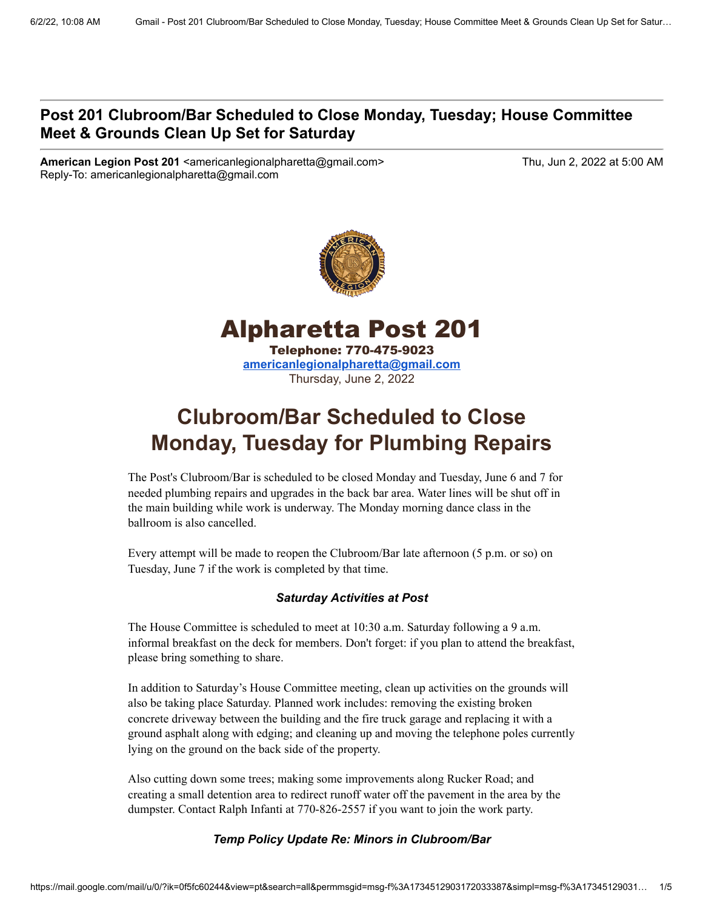# Post 201 Clubroom/Bar Scheduled to Close Monday, Tuesday; House Committee Meet & Grounds Clean Up Set for Saturday

**American Legion Post 201** <americanlegionalpharetta@gmail.com>    Thu, Jun 2, 2022 at 5:00 AM
Reply-To: americanlegionalpharetta@gmail.com

# Alpharetta Post 201

**Telephone: 770-475-9023**
**americanlegionalpharetta@gmail.com**
Thursday, June 2, 2022

## Clubroom/Bar Scheduled to Close Monday, Tuesday for Plumbing Repairs

The Post's Clubroom/Bar is scheduled to be closed Monday and Tuesday, June 6 and 7 for needed plumbing repairs and upgrades in the back bar area. Water lines will be shut off in the main building while work is underway. The Monday morning dance class in the ballroom is also cancelled.

Every attempt will be made to reopen the Clubroom/Bar late afternoon (5 p.m. or so) on Tuesday, June 7 if the work is completed by that time.

***Saturday Activities at Post***

The House Committee is scheduled to meet at 10:30 a.m. Saturday following a 9 a.m. informal breakfast on the deck for members. Don't forget: if you plan to attend the breakfast, please bring something to share.

In addition to Saturday's House Committee meeting, clean up activities on the grounds will also be taking place Saturday. Planned work includes: removing the existing broken concrete driveway between the building and the fire truck garage and replacing it with a ground asphalt along with edging; and cleaning up and moving the telephone poles currently lying on the ground on the back side of the property.

Also cutting down some trees; making some improvements along Rucker Road; and creating a small detention area to redirect runoff water off the pavement in the area by the dumpster. Contact Ralph Infanti at 770-826-2557 if you want to join the work party.

***Temp Policy Update Re: Minors in Clubroom/Bar***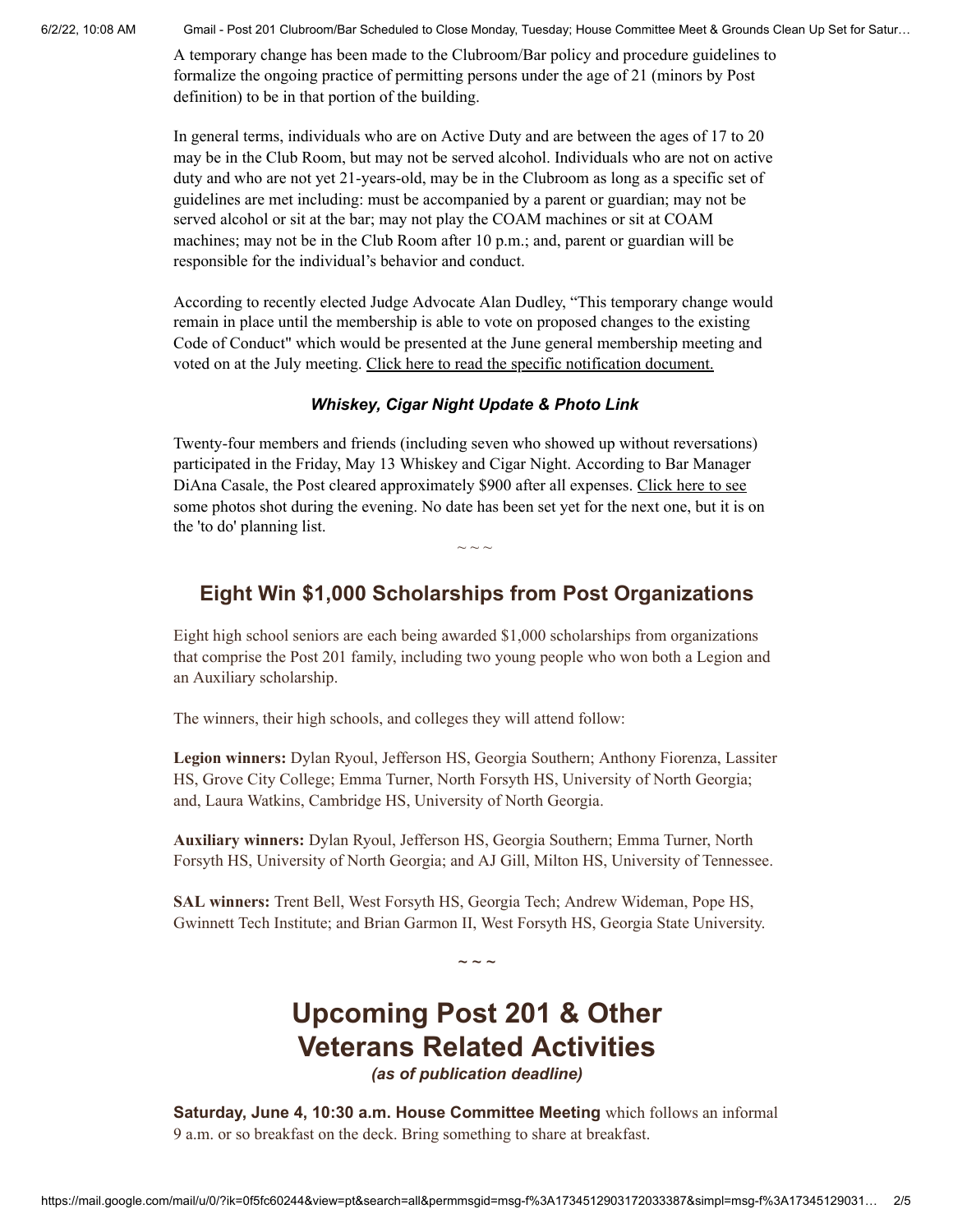A temporary change has been made to the Clubroom/Bar policy and procedure guidelines to formalize the ongoing practice of permitting persons under the age of 21 (minors by Post definition) to be in that portion of the building.

In general terms, individuals who are on Active Duty and are between the ages of 17 to 20 may be in the Club Room, but may not be served alcohol. Individuals who are not on active duty and who are not yet 21-years-old, may be in the Clubroom as long as a specific set of guidelines are met including: must be accompanied by a parent or guardian; may not be served alcohol or sit at the bar; may not play the COAM machines or sit at COAM machines; may not be in the Club Room after 10 p.m.; and, parent or guardian will be responsible for the individual's behavior and conduct.

According to recently elected Judge Advocate Alan Dudley, "This temporary change would remain in place until the membership is able to vote on proposed changes to the existing Code of Conduct" which would be presented at the June general membership meeting and voted on at the July meeting. Click here to read the specific notification document.

### *Whiskey, Cigar Night Update & Photo Link*

Twenty-four members and friends (including seven who showed up without reversations) participated in the Friday, May 13 Whiskey and Cigar Night. According to Bar Manager DiAna Casale, the Post cleared approximately $900 after all expenses. Click here to see some photos shot during the evening. No date has been set yet for the next one, but it is on the 'to do' planning list.

~ ~ ~

## Eight Win $1,000 Scholarships from Post Organizations

Eight high school seniors are each being awarded $1,000 scholarships from organizations that comprise the Post 201 family, including two young people who won both a Legion and an Auxiliary scholarship.

The winners, their high schools, and colleges they will attend follow:

**Legion winners:** Dylan Ryoul, Jefferson HS, Georgia Southern; Anthony Fiorenza, Lassiter HS, Grove City College; Emma Turner, North Forsyth HS, University of North Georgia; and, Laura Watkins, Cambridge HS, University of North Georgia.

**Auxiliary winners:** Dylan Ryoul, Jefferson HS, Georgia Southern; Emma Turner, North Forsyth HS, University of North Georgia; and AJ Gill, Milton HS, University of Tennessee.

**SAL winners:** Trent Bell, West Forsyth HS, Georgia Tech; Andrew Wideman, Pope HS, Gwinnett Tech Institute; and Brian Garmon II, West Forsyth HS, Georgia State University.

~ ~ ~

# Upcoming Post 201 & Other Veterans Related Activities

*(as of publication deadline)*

**Saturday, June 4, 10:30 a.m. House Committee Meeting** which follows an informal 9 a.m. or so breakfast on the deck. Bring something to share at breakfast.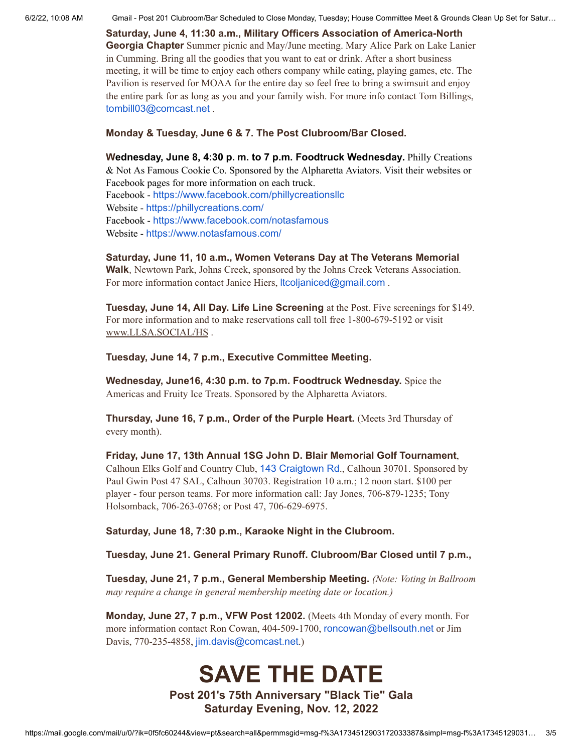**Saturday, June 4, 11:30 a.m., Military Officers Association of America-North Georgia Chapter** Summer picnic and May/June meeting. Mary Alice Park on Lake Lanier in Cumming. Bring all the goodies that you want to eat or drink. After a short business meeting, it will be time to enjoy each others company while eating, playing games, etc. The Pavilion is reserved for MOAA for the entire day so feel free to bring a swimsuit and enjoy the entire park for as long as you and your family wish. For more info contact Tom Billings, tombill03@comcast.net .

**Monday & Tuesday, June 6 & 7. The Post Clubroom/Bar Closed.**

**Wednesday, June 8, 4:30 p. m. to 7 p.m. Foodtruck Wednesday.** Philly Creations & Not As Famous Cookie Co. Sponsored by the Alpharetta Aviators. Visit their websites or Facebook pages for more information on each truck.
Facebook - https://www.facebook.com/phillycreationsllc
Website - https://phillycreations.com/
Facebook - https://www.facebook.com/notasfamous
Website - https://www.notasfamous.com/

**Saturday, June 11, 10 a.m., Women Veterans Day at The Veterans Memorial Walk**, Newtown Park, Johns Creek, sponsored by the Johns Creek Veterans Association. For more information contact Janice Hiers, ltcoljaniced@gmail.com .

**Tuesday, June 14, All Day. Life Line Screening** at the Post. Five screenings for $149. For more information and to make reservations call toll free 1-800-679-5192 or visit www.LLSA.SOCIAL/HS .

**Tuesday, June 14, 7 p.m., Executive Committee Meeting.**

**Wednesday, June16, 4:30 p.m. to 7p.m. Foodtruck Wednesday.** Spice the Americas and Fruity Ice Treats. Sponsored by the Alpharetta Aviators.

**Thursday, June 16, 7 p.m., Order of the Purple Heart.** (Meets 3rd Thursday of every month).

**Friday, June 17, 13th Annual 1SG John D. Blair Memorial Golf Tournament**, Calhoun Elks Golf and Country Club, 143 Craigtown Rd., Calhoun 30701. Sponsored by Paul Gwin Post 47 SAL, Calhoun 30703. Registration 10 a.m.; 12 noon start. $100 per player - four person teams. For more information call: Jay Jones, 706-879-1235; Tony Holsomback, 706-263-0768; or Post 47, 706-629-6975.

**Saturday, June 18, 7:30 p.m., Karaoke Night in the Clubroom.**

**Tuesday, June 21. General Primary Runoff. Clubroom/Bar Closed until 7 p.m.,**

**Tuesday, June 21, 7 p.m., General Membership Meeting.** *(Note: Voting in Ballroom may require a change in general membership meeting date or location.)*

**Monday, June 27, 7 p.m., VFW Post 12002.** (Meets 4th Monday of every month. For more information contact Ron Cowan, 404-509-1700, roncowan@bellsouth.net or Jim Davis, 770-235-4858, jim.davis@comcast.net.)

# SAVE THE DATE

**Post 201's 75th Anniversary "Black Tie" Gala**
**Saturday Evening, Nov. 12, 2022**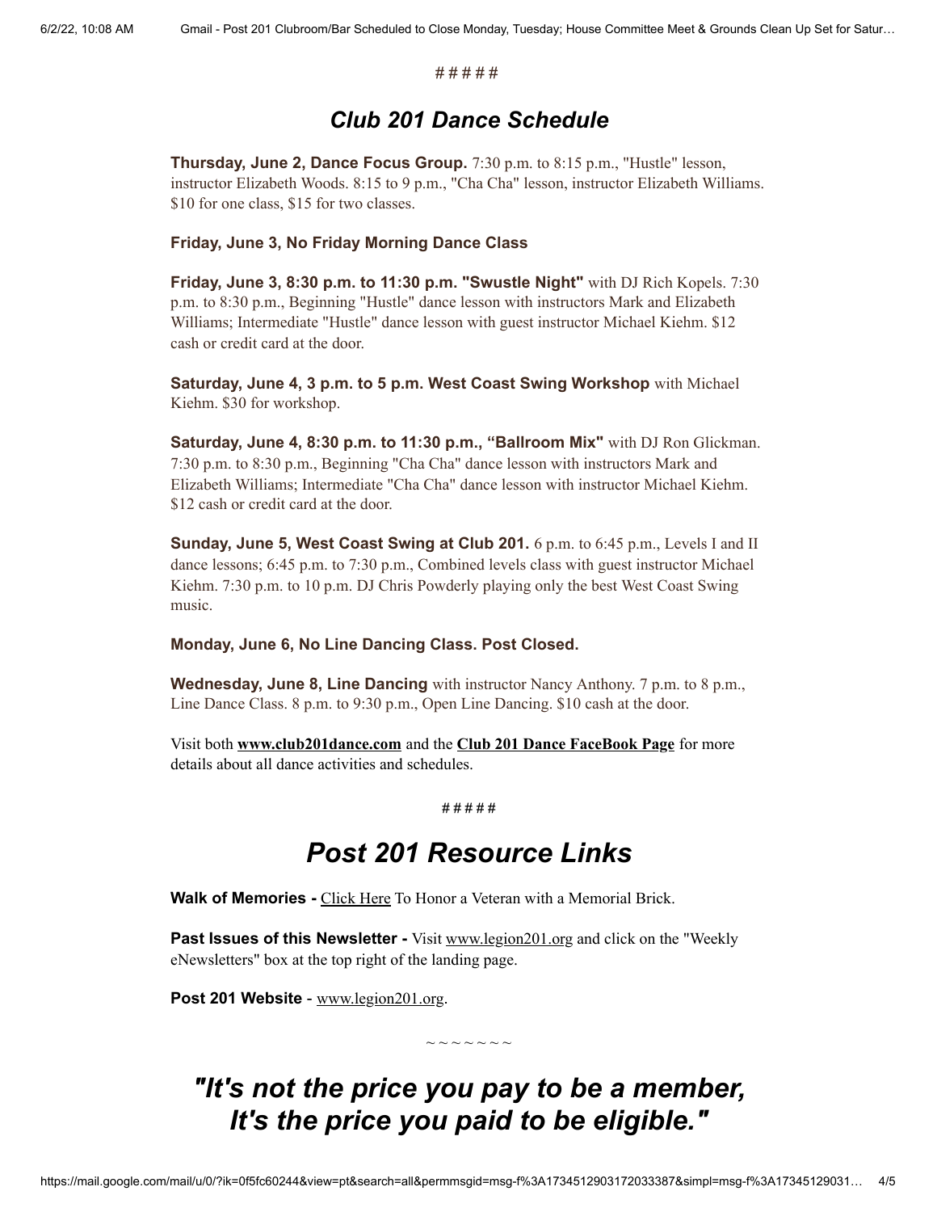# # # # #

## *Club 201 Dance Schedule*

**Thursday, June 2, Dance Focus Group.** 7:30 p.m. to 8:15 p.m., "Hustle" lesson, instructor Elizabeth Woods. 8:15 to 9 p.m., "Cha Cha" lesson, instructor Elizabeth Williams. $10 for one class, $15 for two classes.

**Friday, June 3, No Friday Morning Dance Class**

**Friday, June 3, 8:30 p.m. to 11:30 p.m. "Swustle Night"** with DJ Rich Kopels. 7:30 p.m. to 8:30 p.m., Beginning "Hustle" dance lesson with instructors Mark and Elizabeth Williams; Intermediate "Hustle" dance lesson with guest instructor Michael Kiehm. $12 cash or credit card at the door.

**Saturday, June 4, 3 p.m. to 5 p.m. West Coast Swing Workshop** with Michael Kiehm. $30 for workshop.

**Saturday, June 4, 8:30 p.m. to 11:30 p.m., "Ballroom Mix"** with DJ Ron Glickman. 7:30 p.m. to 8:30 p.m., Beginning "Cha Cha" dance lesson with instructors Mark and Elizabeth Williams; Intermediate "Cha Cha" dance lesson with instructor Michael Kiehm. $12 cash or credit card at the door.

**Sunday, June 5, West Coast Swing at Club 201.** 6 p.m. to 6:45 p.m., Levels I and II dance lessons; 6:45 p.m. to 7:30 p.m., Combined levels class with guest instructor Michael Kiehm. 7:30 p.m. to 10 p.m. DJ Chris Powderly playing only the best West Coast Swing music.

**Monday, June 6, No Line Dancing Class. Post Closed.**

**Wednesday, June 8, Line Dancing** with instructor Nancy Anthony. 7 p.m. to 8 p.m., Line Dance Class. 8 p.m. to 9:30 p.m., Open Line Dancing. $10 cash at the door.

Visit both **www.club201dance.com** and the **Club 201 Dance FaceBook Page** for more details about all dance activities and schedules.

# # # # #

## *Post 201 Resource Links*

**Walk of Memories -** Click Here To Honor a Veteran with a Memorial Brick.

**Past Issues of this Newsletter -** Visit www.legion201.org and click on the "Weekly eNewsletters" box at the top right of the landing page.

**Post 201 Website** - www.legion201.org.

~ ~ ~ ~ ~ ~ ~

## *"It's not the price you pay to be a member, It's the price you paid to be eligible."*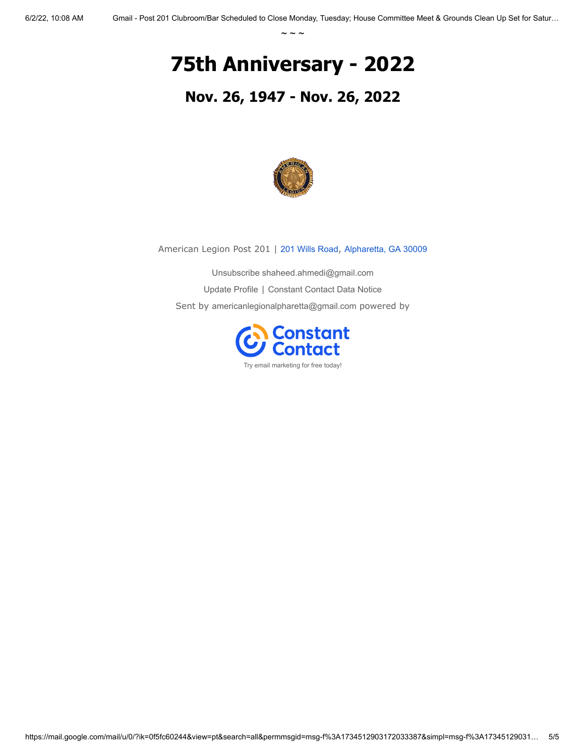~ ~ ~

# 75th Anniversary - 2022

## Nov. 26, 1947 - Nov. 26, 2022

American Legion Post 201 | 201 Wills Road, Alpharetta, GA 30009

Unsubscribe shaheed.ahmedi@gmail.com

Update Profile | Constant Contact Data Notice

Sent by americanlegionalpharetta@gmail.com powered by

Constant Contact

Try email marketing for free today!